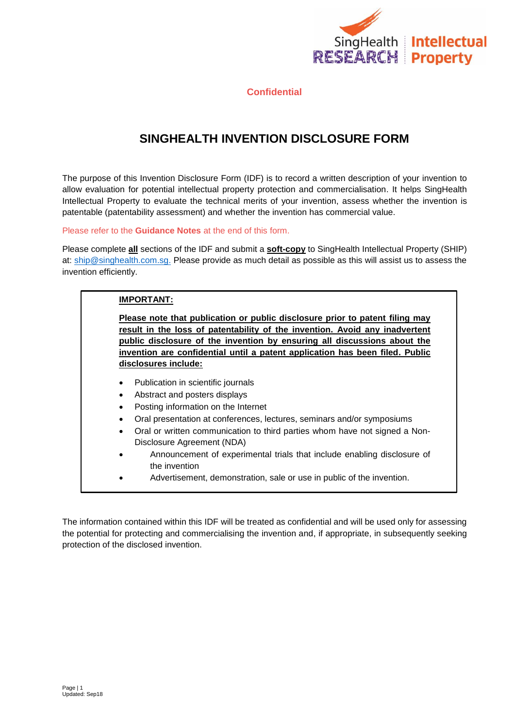Confidential

# SINGHEALTH INVENTION DISCLOSURE FORM

The purpose of this Invention Disclosure Form (IDF) is to record a written description of your invention to allow evaluation for potential intellectual property protection and commercialisation. It helps SingHealth Intellectual Property to evaluate the technical merits of your invention, assess whether the invention is patentable (patentability assessment) and whether the invention has commercial value.

Please refer to the **Guidance Notes** at the end of this form.

Please complete **all** sections of the IDF and submit a **soft-copy** to SingHealth Intellectual Property (SHIP) at: ship@singhealth.com.sg. Please provide as much detail as possible as this will assist us to assess the invention efficiently.

**IMPORTANT:**

**Please note that publication or public disclosure prior to patent filing may result in the loss of patentability of the invention. Avoid any inadvertent public disclosure of the invention by ensuring all discussions about the invention are confidential until a patent application has been filed. Public disclosures include:**

- Publication in scientific journals
- Abstract and posters displays
- Posting information on the Internet
- Oral presentation at conferences, lectures, seminars and/or symposiums
- Oral or written communication to third parties whom have not signed a Non-Disclosure Agreement (NDA)
- Announcement of experimental trials that include enabling disclosure of the invention
- Advertisement, demonstration, sale or use in public of the invention.

The information contained within this IDF will be treated as confidential and will be used only for assessing the potential for protecting and commercialising the invention and, if appropriate, in subsequently seeking protection of the disclosed invention.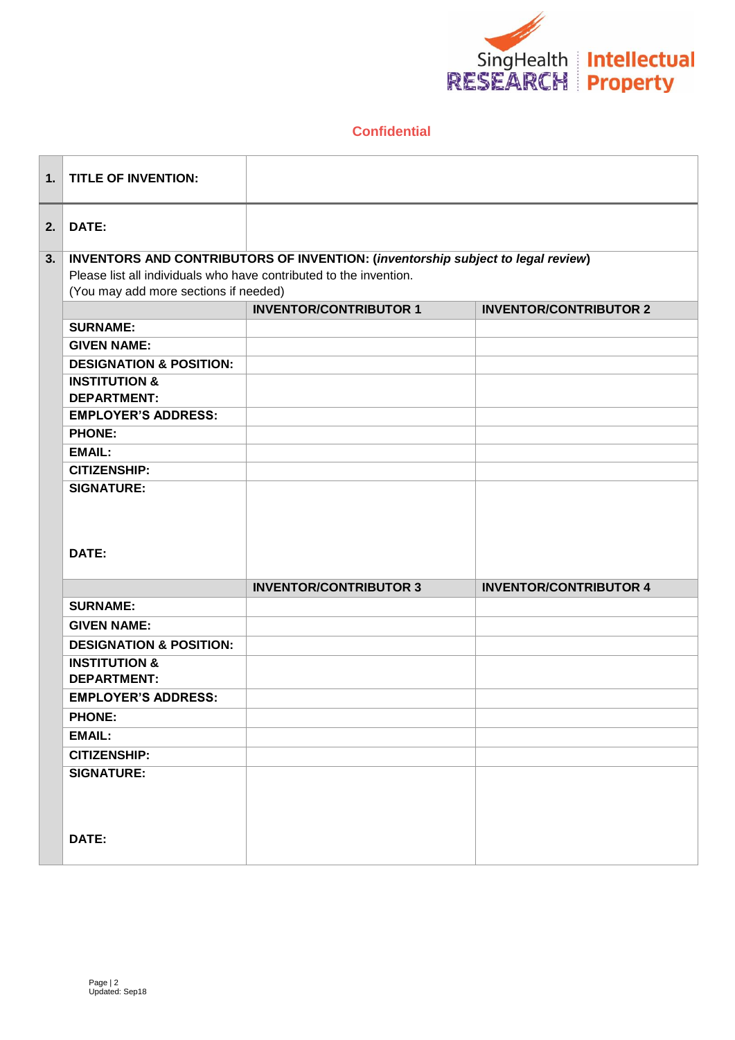**Confidential**

| | | | |
|---|---|---|---|
| **1.** | **TITLE OF INVENTION:** | | |
| **2.** | **DATE:** | | |
| **3.** | **INVENTORS AND CONTRIBUTORS OF INVENTION: (*inventorship subject to legal review*)** Please list all individuals who have contributed to the invention. (You may add more sections if needed) | | |
| | | **INVENTOR/CONTRIBUTOR 1** | **INVENTOR/CONTRIBUTOR 2** |
| | **SURNAME:** | | |
| | **GIVEN NAME:** | | |
| | **DESIGNATION & POSITION:** | | |
| | **INSTITUTION & DEPARTMENT:** | | |
| | **EMPLOYER'S ADDRESS:** | | |
| | **PHONE:** | | |
| | **EMAIL:** | | |
| | **CITIZENSHIP:** | | |
| | **SIGNATURE:** **DATE:** | | |
| | | **INVENTOR/CONTRIBUTOR 3** | **INVENTOR/CONTRIBUTOR 4** |
| | **SURNAME:** | | |
| | **GIVEN NAME:** | | |
| | **DESIGNATION & POSITION:** | | |
| | **INSTITUTION & DEPARTMENT:** | | |
| | **EMPLOYER'S ADDRESS:** | | |
| | **PHONE:** | | |
| | **EMAIL:** | | |
| | **CITIZENSHIP:** | | |
| | **SIGNATURE:** **DATE:** | | |

Updated: Sep18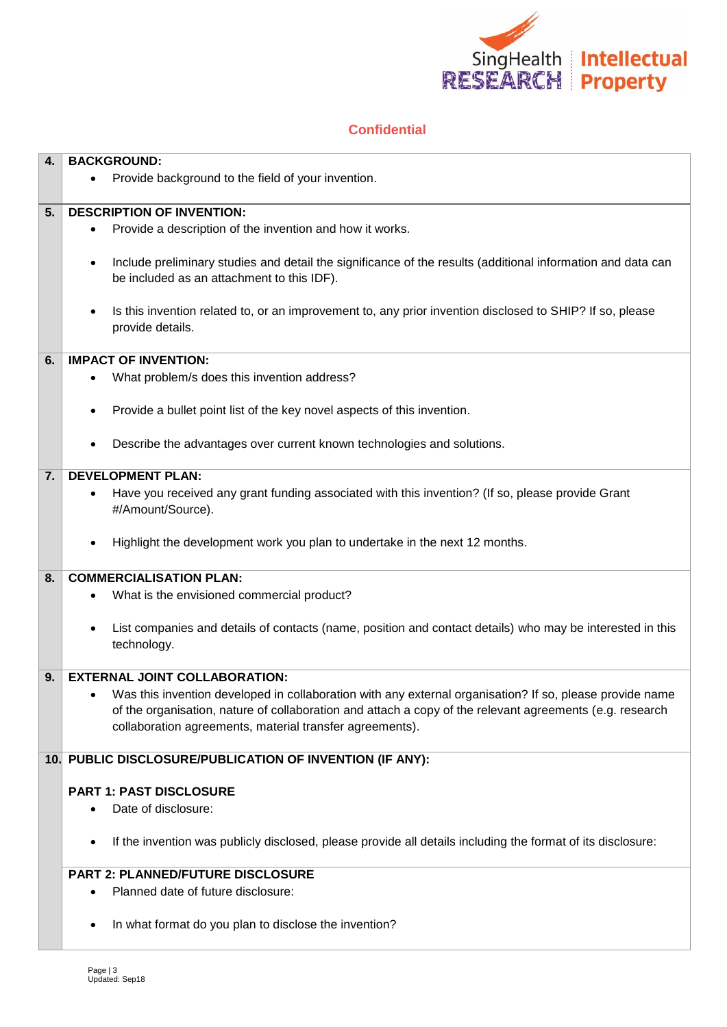**Confidential**

**4. BACKGROUND:**

- Provide background to the field of your invention.

**5. DESCRIPTION OF INVENTION:**

- Provide a description of the invention and how it works.
- Include preliminary studies and detail the significance of the results (additional information and data can be included as an attachment to this IDF).
- Is this invention related to, or an improvement to, any prior invention disclosed to SHIP? If so, please provide details.

**6. IMPACT OF INVENTION:**

- What problem/s does this invention address?
- Provide a bullet point list of the key novel aspects of this invention.
- Describe the advantages over current known technologies and solutions.

**7. DEVELOPMENT PLAN:**

- Have you received any grant funding associated with this invention? (If so, please provide Grant #/Amount/Source).
- Highlight the development work you plan to undertake in the next 12 months.

**8. COMMERCIALISATION PLAN:**

- What is the envisioned commercial product?
- List companies and details of contacts (name, position and contact details) who may be interested in this technology.

**9. EXTERNAL JOINT COLLABORATION:**

- Was this invention developed in collaboration with any external organisation? If so, please provide name of the organisation, nature of collaboration and attach a copy of the relevant agreements (e.g. research collaboration agreements, material transfer agreements).

**10. PUBLIC DISCLOSURE/PUBLICATION OF INVENTION (IF ANY):**

**PART 1: PAST DISCLOSURE**

- Date of disclosure:
- If the invention was publicly disclosed, please provide all details including the format of its disclosure:

**PART 2: PLANNED/FUTURE DISCLOSURE**

- Planned date of future disclosure:
- In what format do you plan to disclose the invention?

Updated: Sep18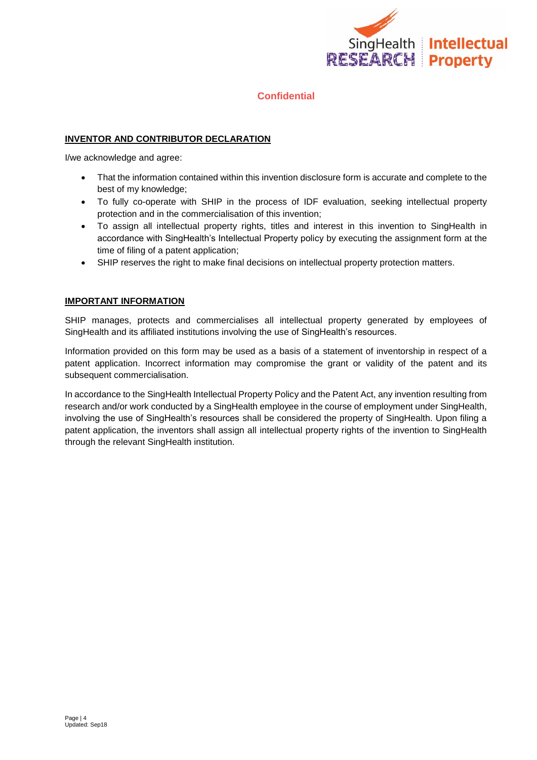**Confidential**

## INVENTOR AND CONTRIBUTOR DECLARATION

I/we acknowledge and agree:

- That the information contained within this invention disclosure form is accurate and complete to the best of my knowledge;
- To fully co-operate with SHIP in the process of IDF evaluation, seeking intellectual property protection and in the commercialisation of this invention;
- To assign all intellectual property rights, titles and interest in this invention to SingHealth in accordance with SingHealth's Intellectual Property policy by executing the assignment form at the time of filing of a patent application;
- SHIP reserves the right to make final decisions on intellectual property protection matters.

## IMPORTANT INFORMATION

SHIP manages, protects and commercialises all intellectual property generated by employees of SingHealth and its affiliated institutions involving the use of SingHealth's resources.

Information provided on this form may be used as a basis of a statement of inventorship in respect of a patent application. Incorrect information may compromise the grant or validity of the patent and its subsequent commercialisation.

In accordance to the SingHealth Intellectual Property Policy and the Patent Act, any invention resulting from research and/or work conducted by a SingHealth employee in the course of employment under SingHealth, involving the use of SingHealth's resources shall be considered the property of SingHealth. Upon filing a patent application, the inventors shall assign all intellectual property rights of the invention to SingHealth through the relevant SingHealth institution.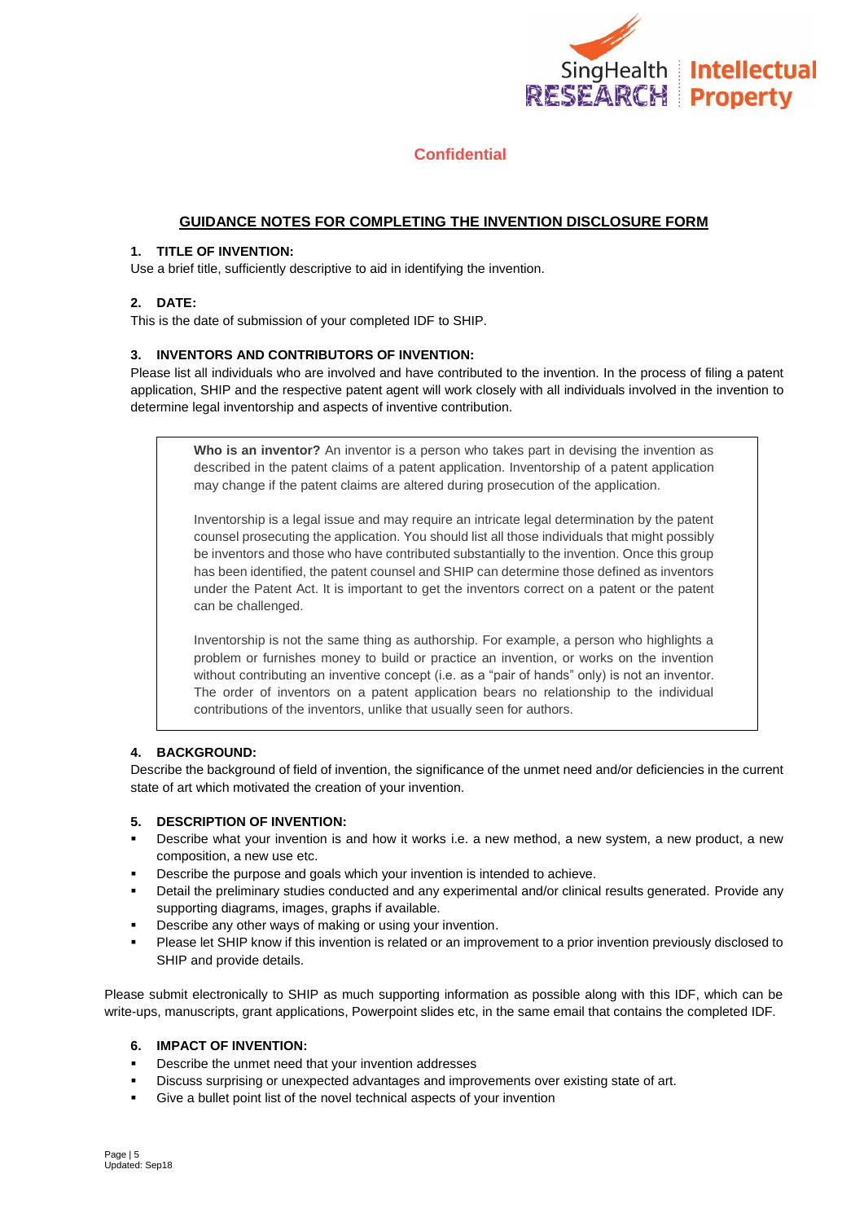**Confidential**

## GUIDANCE NOTES FOR COMPLETING THE INVENTION DISCLOSURE FORM

### 1. TITLE OF INVENTION:

Use a brief title, sufficiently descriptive to aid in identifying the invention.

### 2. DATE:

This is the date of submission of your completed IDF to SHIP.

### 3. INVENTORS AND CONTRIBUTORS OF INVENTION:

Please list all individuals who are involved and have contributed to the invention. In the process of filing a patent application, SHIP and the respective patent agent will work closely with all individuals involved in the invention to determine legal inventorship and aspects of inventive contribution.

> **Who is an inventor?** An inventor is a person who takes part in devising the invention as described in the patent claims of a patent application. Inventorship of a patent application may change if the patent claims are altered during prosecution of the application.
>
> Inventorship is a legal issue and may require an intricate legal determination by the patent counsel prosecuting the application. You should list all those individuals that might possibly be inventors and those who have contributed substantially to the invention. Once this group has been identified, the patent counsel and SHIP can determine those defined as inventors under the Patent Act. It is important to get the inventors correct on a patent or the patent can be challenged.
>
> Inventorship is not the same thing as authorship. For example, a person who highlights a problem or furnishes money to build or practice an invention, or works on the invention without contributing an inventive concept (i.e. as a "pair of hands" only) is not an inventor. The order of inventors on a patent application bears no relationship to the individual contributions of the inventors, unlike that usually seen for authors.

### 4. BACKGROUND:

Describe the background of field of invention, the significance of the unmet need and/or deficiencies in the current state of art which motivated the creation of your invention.

### 5. DESCRIPTION OF INVENTION:

- Describe what your invention is and how it works i.e. a new method, a new system, a new product, a new composition, a new use etc.
- Describe the purpose and goals which your invention is intended to achieve.
- Detail the preliminary studies conducted and any experimental and/or clinical results generated. Provide any supporting diagrams, images, graphs if available.
- Describe any other ways of making or using your invention.
- Please let SHIP know if this invention is related or an improvement to a prior invention previously disclosed to SHIP and provide details.

Please submit electronically to SHIP as much supporting information as possible along with this IDF, which can be write-ups, manuscripts, grant applications, Powerpoint slides etc, in the same email that contains the completed IDF.

### 6. IMPACT OF INVENTION:

- Describe the unmet need that your invention addresses
- Discuss surprising or unexpected advantages and improvements over existing state of art.
- Give a bullet point list of the novel technical aspects of your invention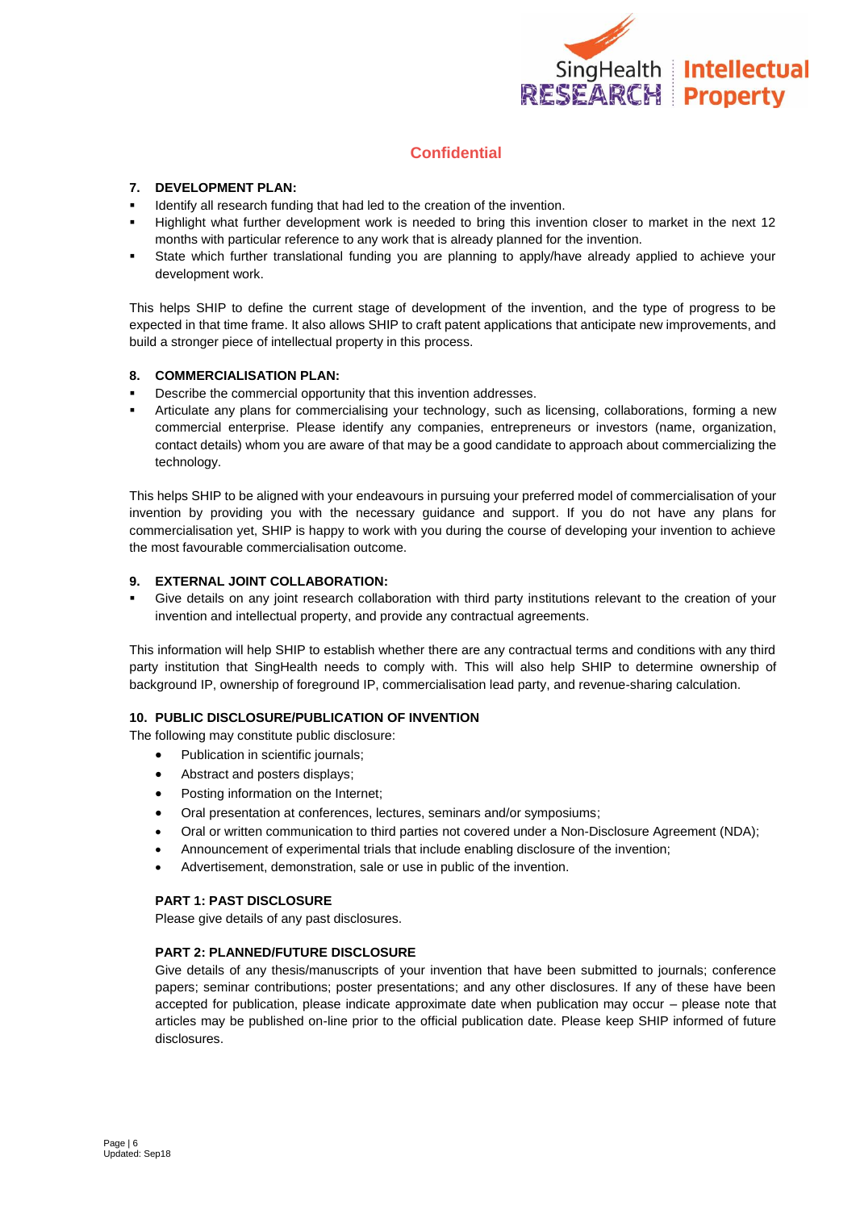**Confidential**

### 7. DEVELOPMENT PLAN:

- Identify all research funding that had led to the creation of the invention.
- Highlight what further development work is needed to bring this invention closer to market in the next 12 months with particular reference to any work that is already planned for the invention.
- State which further translational funding you are planning to apply/have already applied to achieve your development work.

This helps SHIP to define the current stage of development of the invention, and the type of progress to be expected in that time frame. It also allows SHIP to craft patent applications that anticipate new improvements, and build a stronger piece of intellectual property in this process.

### 8. COMMERCIALISATION PLAN:

- Describe the commercial opportunity that this invention addresses.
- Articulate any plans for commercialising your technology, such as licensing, collaborations, forming a new commercial enterprise. Please identify any companies, entrepreneurs or investors (name, organization, contact details) whom you are aware of that may be a good candidate to approach about commercializing the technology.

This helps SHIP to be aligned with your endeavours in pursuing your preferred model of commercialisation of your invention by providing you with the necessary guidance and support. If you do not have any plans for commercialisation yet, SHIP is happy to work with you during the course of developing your invention to achieve the most favourable commercialisation outcome.

### 9. EXTERNAL JOINT COLLABORATION:

- Give details on any joint research collaboration with third party institutions relevant to the creation of your invention and intellectual property, and provide any contractual agreements.

This information will help SHIP to establish whether there are any contractual terms and conditions with any third party institution that SingHealth needs to comply with. This will also help SHIP to determine ownership of background IP, ownership of foreground IP, commercialisation lead party, and revenue-sharing calculation.

### 10. PUBLIC DISCLOSURE/PUBLICATION OF INVENTION

The following may constitute public disclosure:

- Publication in scientific journals;
- Abstract and posters displays;
- Posting information on the Internet;
- Oral presentation at conferences, lectures, seminars and/or symposiums;
- Oral or written communication to third parties not covered under a Non-Disclosure Agreement (NDA);
- Announcement of experimental trials that include enabling disclosure of the invention;
- Advertisement, demonstration, sale or use in public of the invention.

#### PART 1: PAST DISCLOSURE

Please give details of any past disclosures.

#### PART 2: PLANNED/FUTURE DISCLOSURE

Give details of any thesis/manuscripts of your invention that have been submitted to journals; conference papers; seminar contributions; poster presentations; and any other disclosures. If any of these have been accepted for publication, please indicate approximate date when publication may occur – please note that articles may be published on-line prior to the official publication date. Please keep SHIP informed of future disclosures.